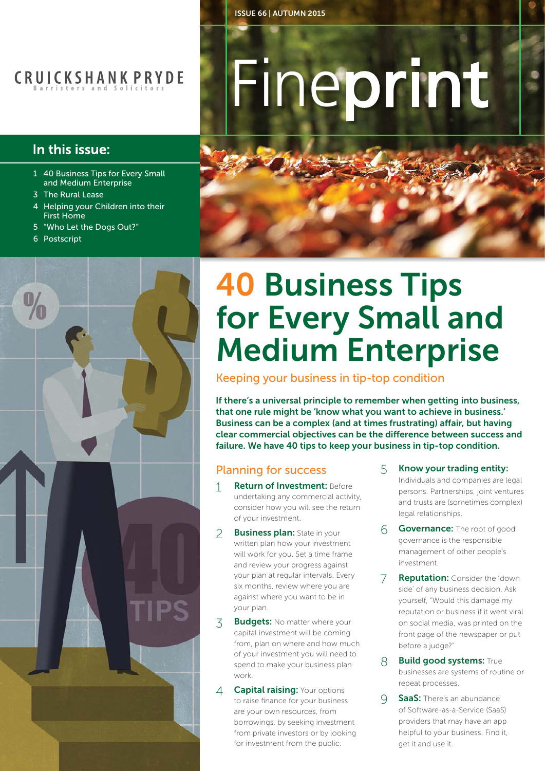CRUICKSHANK PRYDE
Barristers and Solicitors

ISSUE 66 | AUTUMN 2015

# Fineprint

## In this issue:

1 40 Business Tips for Every Small and Medium Enterprise
3 The Rural Lease
4 Helping your Children into their First Home
5 "Who Let the Dogs Out?"
6 Postscript

# 40 Business Tips for Every Small and Medium Enterprise

### Keeping your business in tip-top condition

**If there's a universal principle to remember when getting into business, that one rule might be 'know what you want to achieve in business.' Business can be a complex (and at times frustrating) affair, but having clear commercial objectives can be the difference between success and failure. We have 40 tips to keep your business in tip-top condition.**

## Planning for success

1. **Return of Investment:** Before undertaking any commercial activity, consider how you will see the return of your investment.
2. **Business plan:** State in your written plan how your investment will work for you. Set a time frame and review your progress against your plan at regular intervals. Every six months, review where you are against where you want to be in your plan.
3. **Budgets:** No matter where your capital investment will be coming from, plan on where and how much of your investment you will need to spend to make your business plan work.
4. **Capital raising:** Your options to raise finance for your business are your own resources, from borrowings, by seeking investment from private investors or by looking for investment from the public.
5. **Know your trading entity:** Individuals and companies are legal persons. Partnerships, joint ventures and trusts are (sometimes complex) legal relationships.
6. **Governance:** The root of good governance is the responsible management of other people's investment.
7. **Reputation:** Consider the 'down side' of any business decision. Ask yourself, "Would this damage my reputation or business if it went viral on social media, was printed on the front page of the newspaper or put before a judge?"
8. **Build good systems:** True businesses are systems of routine or repeat processes.
9. **SaaS:** There's an abundance of Software-as-a-Service (SaaS) providers that may have an app helpful to your business. Find it, get it and use it.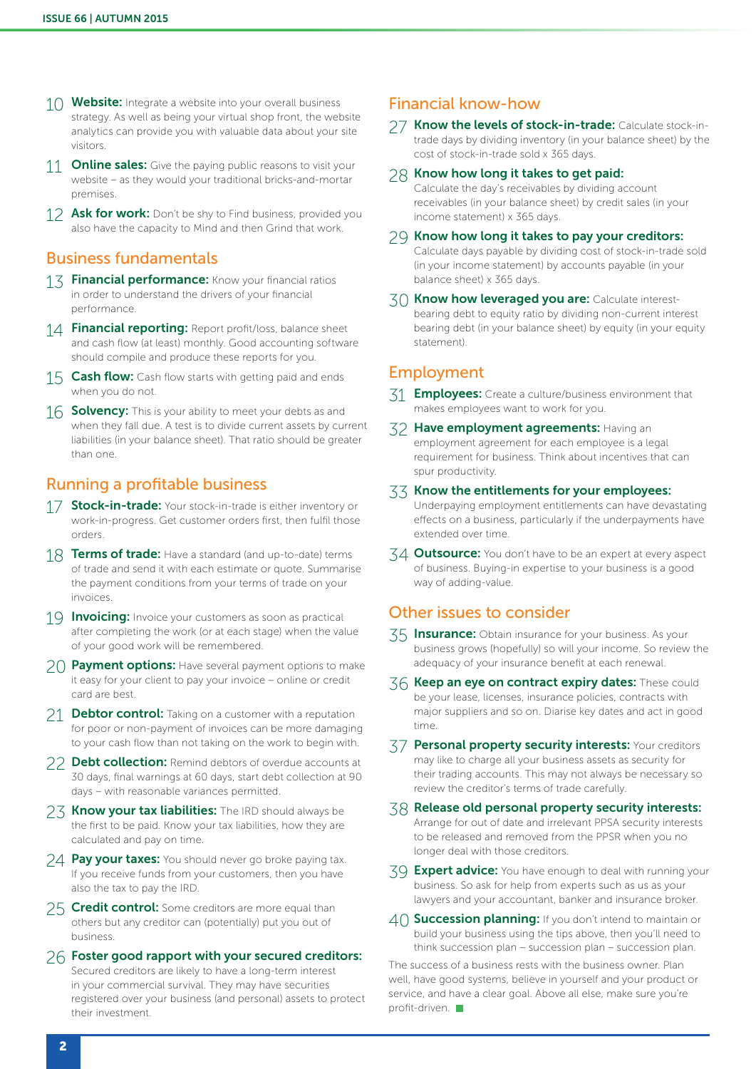10 **Website:** Integrate a website into your overall business strategy. As well as being your virtual shop front, the website analytics can provide you with valuable data about your site visitors.

11 **Online sales:** Give the paying public reasons to visit your website – as they would your traditional bricks-and-mortar premises.

12 **Ask for work:** Don't be shy to Find business, provided you also have the capacity to Mind and then Grind that work.

## Business fundamentals

13 **Financial performance:** Know your financial ratios in order to understand the drivers of your financial performance.

14 **Financial reporting:** Report profit/loss, balance sheet and cash flow (at least) monthly. Good accounting software should compile and produce these reports for you.

15 **Cash flow:** Cash flow starts with getting paid and ends when you do not.

16 **Solvency:** This is your ability to meet your debts as and when they fall due. A test is to divide current assets by current liabilities (in your balance sheet). That ratio should be greater than one.

## Running a profitable business

17 **Stock-in-trade:** Your stock-in-trade is either inventory or work-in-progress. Get customer orders first, then fulfil those orders.

18 **Terms of trade:** Have a standard (and up-to-date) terms of trade and send it with each estimate or quote. Summarise the payment conditions from your terms of trade on your invoices.

19 **Invoicing:** Invoice your customers as soon as practical after completing the work (or at each stage) when the value of your good work will be remembered.

20 **Payment options:** Have several payment options to make it easy for your client to pay your invoice – online or credit card are best.

21 **Debtor control:** Taking on a customer with a reputation for poor or non-payment of invoices can be more damaging to your cash flow than not taking on the work to begin with.

22 **Debt collection:** Remind debtors of overdue accounts at 30 days, final warnings at 60 days, start debt collection at 90 days – with reasonable variances permitted.

23 **Know your tax liabilities:** The IRD should always be the first to be paid. Know your tax liabilities, how they are calculated and pay on time.

24 **Pay your taxes:** You should never go broke paying tax. If you receive funds from your customers, then you have also the tax to pay the IRD.

25 **Credit control:** Some creditors are more equal than others but any creditor can (potentially) put you out of business.

26 **Foster good rapport with your secured creditors:** Secured creditors are likely to have a long-term interest in your commercial survival. They may have securities registered over your business (and personal) assets to protect their investment.

## Financial know-how

27 **Know the levels of stock-in-trade:** Calculate stock-in-trade days by dividing inventory (in your balance sheet) by the cost of stock-in-trade sold x 365 days.

28 **Know how long it takes to get paid:** Calculate the day's receivables by dividing account receivables (in your balance sheet) by credit sales (in your income statement) x 365 days.

29 **Know how long it takes to pay your creditors:** Calculate days payable by dividing cost of stock-in-trade sold (in your income statement) by accounts payable (in your balance sheet) x 365 days.

30 **Know how leveraged you are:** Calculate interest-bearing debt to equity ratio by dividing non-current interest bearing debt (in your balance sheet) by equity (in your equity statement).

## Employment

31 **Employees:** Create a culture/business environment that makes employees want to work for you.

32 **Have employment agreements:** Having an employment agreement for each employee is a legal requirement for business. Think about incentives that can spur productivity.

33 **Know the entitlements for your employees:** Underpaying employment entitlements can have devastating effects on a business, particularly if the underpayments have extended over time.

34 **Outsource:** You don't have to be an expert at every aspect of business. Buying-in expertise to your business is a good way of adding-value.

## Other issues to consider

35 **Insurance:** Obtain insurance for your business. As your business grows (hopefully) so will your income. So review the adequacy of your insurance benefit at each renewal.

36 **Keep an eye on contract expiry dates:** These could be your lease, licenses, insurance policies, contracts with major suppliers and so on. Diarise key dates and act in good time.

37 **Personal property security interests:** Your creditors may like to charge all your business assets as security for their trading accounts. This may not always be necessary so review the creditor's terms of trade carefully.

38 **Release old personal property security interests:** Arrange for out of date and irrelevant PPSA security interests to be released and removed from the PPSR when you no longer deal with those creditors.

39 **Expert advice:** You have enough to deal with running your business. So ask for help from experts such as us as your lawyers and your accountant, banker and insurance broker.

40 **Succession planning:** If you don't intend to maintain or build your business using the tips above, then you'll need to think succession plan – succession plan – succession plan.

The success of a business rests with the business owner. Plan well, have good systems, believe in yourself and your product or service, and have a clear goal. Above all else, make sure you're profit-driven.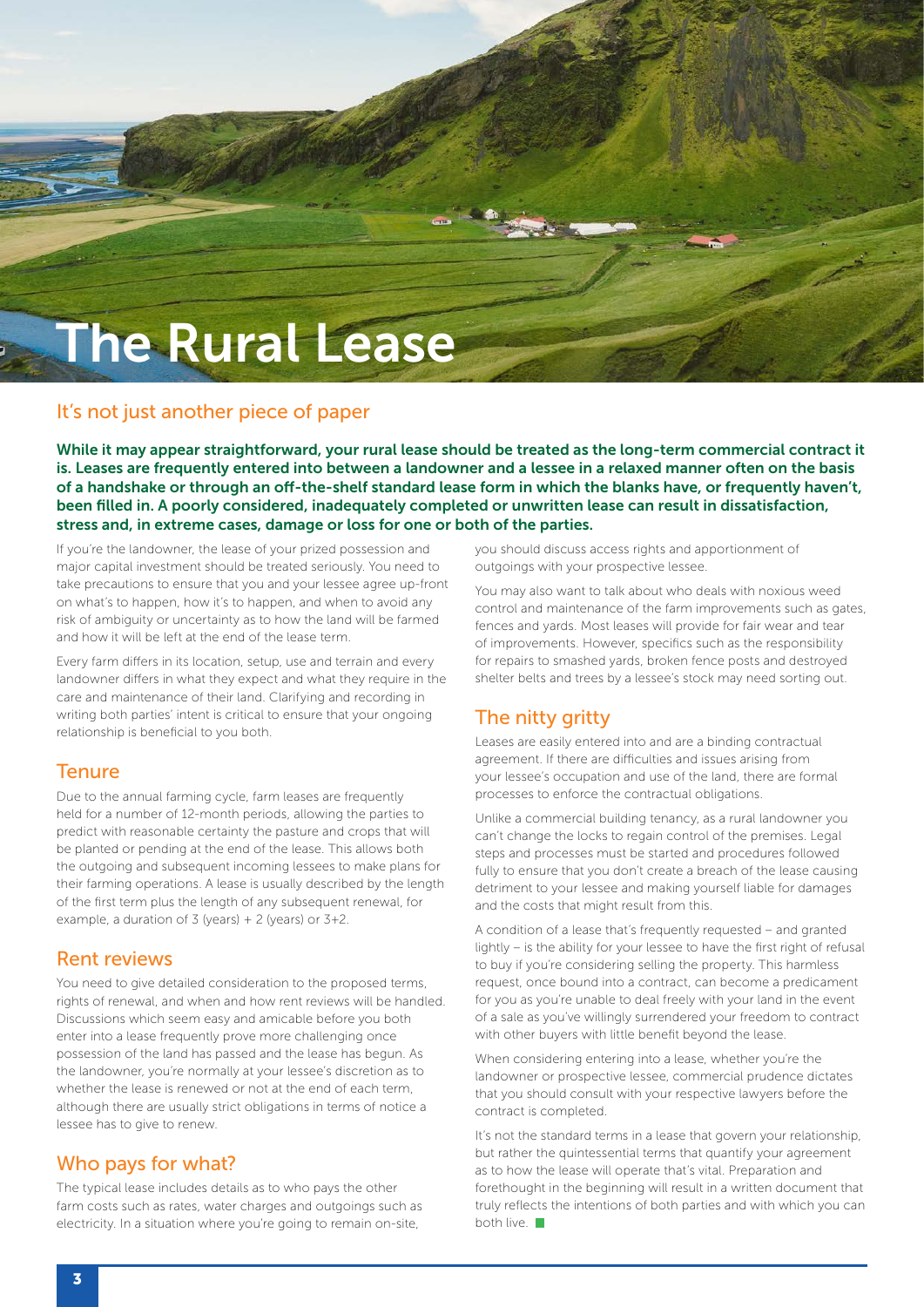# The Rural Lease

## It's not just another piece of paper

**While it may appear straightforward, your rural lease should be treated as the long-term commercial contract it is. Leases are frequently entered into between a landowner and a lessee in a relaxed manner often on the basis of a handshake or through an off-the-shelf standard lease form in which the blanks have, or frequently haven't, been filled in. A poorly considered, inadequately completed or unwritten lease can result in dissatisfaction, stress and, in extreme cases, damage or loss for one or both of the parties.**

If you're the landowner, the lease of your prized possession and major capital investment should be treated seriously. You need to take precautions to ensure that you and your lessee agree up-front on what's to happen, how it's to happen, and when to avoid any risk of ambiguity or uncertainty as to how the land will be farmed and how it will be left at the end of the lease term.

Every farm differs in its location, setup, use and terrain and every landowner differs in what they expect and what they require in the care and maintenance of their land. Clarifying and recording in writing both parties' intent is critical to ensure that your ongoing relationship is beneficial to you both.

## Tenure

Due to the annual farming cycle, farm leases are frequently held for a number of 12-month periods, allowing the parties to predict with reasonable certainty the pasture and crops that will be planted or pending at the end of the lease. This allows both the outgoing and subsequent incoming lessees to make plans for their farming operations. A lease is usually described by the length of the first term plus the length of any subsequent renewal, for example, a duration of 3 (years) + 2 (years) or 3+2.

## Rent reviews

You need to give detailed consideration to the proposed terms, rights of renewal, and when and how rent reviews will be handled. Discussions which seem easy and amicable before you both enter into a lease frequently prove more challenging once possession of the land has passed and the lease has begun. As the landowner, you're normally at your lessee's discretion as to whether the lease is renewed or not at the end of each term, although there are usually strict obligations in terms of notice a lessee has to give to renew.

## Who pays for what?

The typical lease includes details as to who pays the other farm costs such as rates, water charges and outgoings such as electricity. In a situation where you're going to remain on-site, you should discuss access rights and apportionment of outgoings with your prospective lessee.

You may also want to talk about who deals with noxious weed control and maintenance of the farm improvements such as gates, fences and yards. Most leases will provide for fair wear and tear of improvements. However, specifics such as the responsibility for repairs to smashed yards, broken fence posts and destroyed shelter belts and trees by a lessee's stock may need sorting out.

## The nitty gritty

Leases are easily entered into and are a binding contractual agreement. If there are difficulties and issues arising from your lessee's occupation and use of the land, there are formal processes to enforce the contractual obligations.

Unlike a commercial building tenancy, as a rural landowner you can't change the locks to regain control of the premises. Legal steps and processes must be started and procedures followed fully to ensure that you don't create a breach of the lease causing detriment to your lessee and making yourself liable for damages and the costs that might result from this.

A condition of a lease that's frequently requested – and granted lightly – is the ability for your lessee to have the first right of refusal to buy if you're considering selling the property. This harmless request, once bound into a contract, can become a predicament for you as you're unable to deal freely with your land in the event of a sale as you've willingly surrendered your freedom to contract with other buyers with little benefit beyond the lease.

When considering entering into a lease, whether you're the landowner or prospective lessee, commercial prudence dictates that you should consult with your respective lawyers before the contract is completed.

It's not the standard terms in a lease that govern your relationship, but rather the quintessential terms that quantify your agreement as to how the lease will operate that's vital. Preparation and forethought in the beginning will result in a written document that truly reflects the intentions of both parties and with which you can both live. ■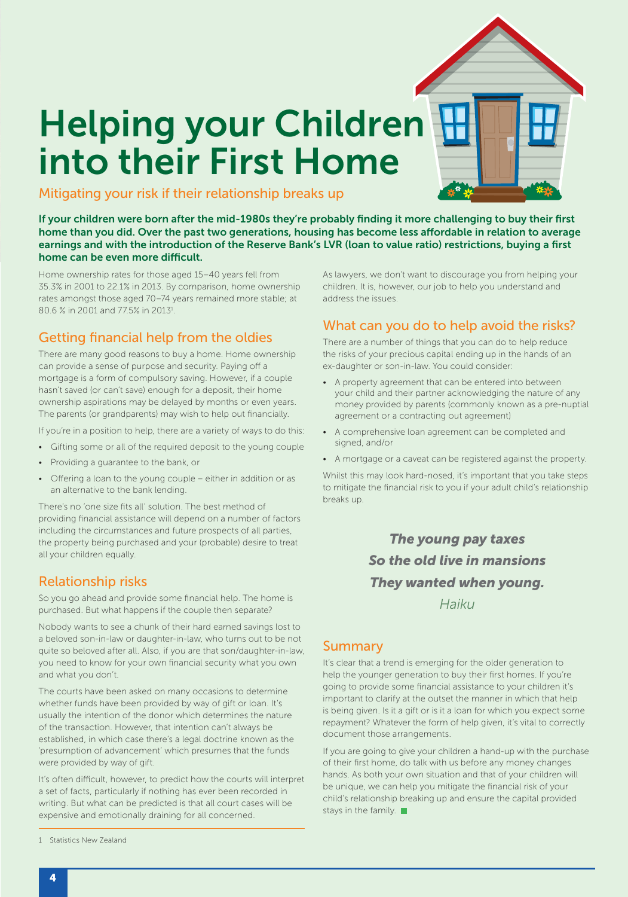# Helping your Children into their First Home

## Mitigating your risk if their relationship breaks up

**If your children were born after the mid-1980s they're probably finding it more challenging to buy their first home than you did. Over the past two generations, housing has become less affordable in relation to average earnings and with the introduction of the Reserve Bank's LVR (loan to value ratio) restrictions, buying a first home can be even more difficult.**

Home ownership rates for those aged 15–40 years fell from 35.3% in 2001 to 22.1% in 2013. By comparison, home ownership rates amongst those aged 70–74 years remained more stable; at 80.6 % in 2001 and 77.5% in 2013[1].

### Getting financial help from the oldies

There are many good reasons to buy a home. Home ownership can provide a sense of purpose and security. Paying off a mortgage is a form of compulsory saving. However, if a couple hasn't saved (or can't save) enough for a deposit, their home ownership aspirations may be delayed by months or even years. The parents (or grandparents) may wish to help out financially.

If you're in a position to help, there are a variety of ways to do this:

- Gifting some or all of the required deposit to the young couple
- Providing a guarantee to the bank, or
- Offering a loan to the young couple – either in addition or as an alternative to the bank lending.

There's no 'one size fits all' solution. The best method of providing financial assistance will depend on a number of factors including the circumstances and future prospects of all parties, the property being purchased and your (probable) desire to treat all your children equally.

### Relationship risks

So you go ahead and provide some financial help. The home is purchased. But what happens if the couple then separate?

Nobody wants to see a chunk of their hard earned savings lost to a beloved son-in-law or daughter-in-law, who turns out to be not quite so beloved after all. Also, if you are that son/daughter-in-law, you need to know for your own financial security what you own and what you don't.

The courts have been asked on many occasions to determine whether funds have been provided by way of gift or loan. It's usually the intention of the donor which determines the nature of the transaction. However, that intention can't always be established, in which case there's a legal doctrine known as the 'presumption of advancement' which presumes that the funds were provided by way of gift.

It's often difficult, however, to predict how the courts will interpret a set of facts, particularly if nothing has ever been recorded in writing. But what can be predicted is that all court cases will be expensive and emotionally draining for all concerned.

As lawyers, we don't want to discourage you from helping your children. It is, however, our job to help you understand and address the issues.

### What can you do to help avoid the risks?

There are a number of things that you can do to help reduce the risks of your precious capital ending up in the hands of an ex-daughter or son-in-law. You could consider:

- A property agreement that can be entered into between your child and their partner acknowledging the nature of any money provided by parents (commonly known as a pre-nuptial agreement or a contracting out agreement)
- A comprehensive loan agreement can be completed and signed, and/or
- A mortgage or a caveat can be registered against the property.

Whilst this may look hard-nosed, it's important that you take steps to mitigate the financial risk to you if your adult child's relationship breaks up.

***The young pay taxes***
***So the old live in mansions***
***They wanted when young.***

*Haiku*

### Summary

It's clear that a trend is emerging for the older generation to help the younger generation to buy their first homes. If you're going to provide some financial assistance to your children it's important to clarify at the outset the manner in which that help is being given. Is it a gift or is it a loan for which you expect some repayment? Whatever the form of help given, it's vital to correctly document those arrangements.

If you are going to give your children a hand-up with the purchase of their first home, do talk with us before any money changes hands. As both your own situation and that of your children will be unique, we can help you mitigate the financial risk of your child's relationship breaking up and ensure the capital provided stays in the family.

[1] Statistics New Zealand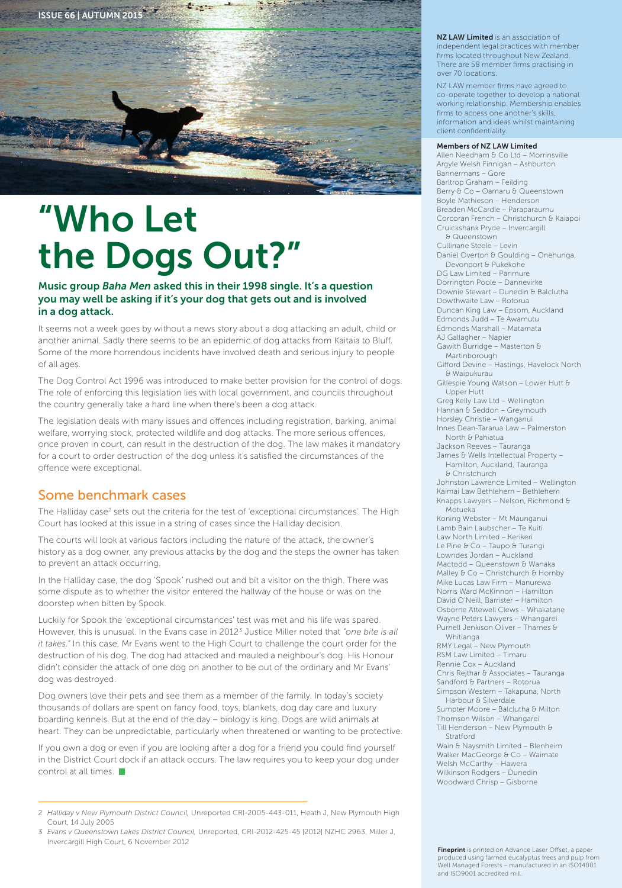# "Who Let the Dogs Out?"

**Music group *Baha Men* asked this in their 1998 single. It's a question you may well be asking if it's your dog that gets out and is involved in a dog attack.**

It seems not a week goes by without a news story about a dog attacking an adult, child or another animal. Sadly there seems to be an epidemic of dog attacks from Kaitaia to Bluff. Some of the more horrendous incidents have involved death and serious injury to people of all ages.

The Dog Control Act 1996 was introduced to make better provision for the control of dogs. The role of enforcing this legislation lies with local government, and councils throughout the country generally take a hard line when there's been a dog attack.

The legislation deals with many issues and offences including registration, barking, animal welfare, worrying stock, protected wildlife and dog attacks. The more serious offences, once proven in court, can result in the destruction of the dog. The law makes it mandatory for a court to order destruction of the dog unless it's satisfied the circumstances of the offence were exceptional.

## Some benchmark cases

The Halliday case[2] sets out the criteria for the test of 'exceptional circumstances'. The High Court has looked at this issue in a string of cases since the Halliday decision.

The courts will look at various factors including the nature of the attack, the owner's history as a dog owner, any previous attacks by the dog and the steps the owner has taken to prevent an attack occurring.

In the Halliday case, the dog 'Spook' rushed out and bit a visitor on the thigh. There was some dispute as to whether the visitor entered the hallway of the house or was on the doorstep when bitten by Spook.

Luckily for Spook the 'exceptional circumstances' test was met and his life was spared. However, this is unusual. In the Evans case in 2012[3] Justice Miller noted that *"one bite is all it takes."* In this case, Mr Evans went to the High Court to challenge the court order for the destruction of his dog. The dog had attacked and mauled a neighbour's dog. His Honour didn't consider the attack of one dog on another to be out of the ordinary and Mr Evans' dog was destroyed.

Dog owners love their pets and see them as a member of the family. In today's society thousands of dollars are spent on fancy food, toys, blankets, dog day care and luxury boarding kennels. But at the end of the day – biology is king. Dogs are wild animals at heart. They can be unpredictable, particularly when threatened or wanting to be protective.

If you own a dog or even if you are looking after a dog for a friend you could find yourself in the District Court dock if an attack occurs. The law requires you to keep your dog under control at all times. ■

---

2 *Halliday v New Plymouth District Council,* Unreported CRI-2005-443-011, Heath J, New Plymouth High Court, 14 July 2005

3 *Evans v Queenstown Lakes District Council,* Unreported, CRI-2012-425-45 [2012] NZHC 2963, Miller J, Invercargill High Court, 6 November 2012

---

**NZ LAW Limited** is an association of independent legal practices with member firms located throughout New Zealand. There are 58 member firms practising in over 70 locations.

NZ LAW member firms have agreed to co-operate together to develop a national working relationship. Membership enables firms to access one another's skills, information and ideas whilst maintaining client confidentiality.

**Members of NZ LAW Limited**

Allen Needham & Co Ltd – Morrinsville
Argyle Welsh Finnigan – Ashburton
Bannermans – Gore
Barltrop Graham – Feilding
Berry & Co – Oamaru & Queenstown
Boyle Mathieson – Henderson
Breaden McCardle – Paraparaumu
Corcoran French – Christchurch & Kaiapoi
Cruickshank Pryde – Invercargill & Queenstown
Cullinane Steele – Levin
Daniel Overton & Goulding – Onehunga, Devonport & Pukekohe
DG Law Limited – Panmure
Dorrington Poole – Dannevirke
Downie Stewart – Dunedin & Balclutha
Dowthwaite Law – Rotorua
Duncan King Law – Epsom, Auckland
Edmonds Judd – Te Awamutu
Edmonds Marshall – Matamata
AJ Gallagher – Napier
Gawith Burridge – Masterton & Martinborough
Gifford Devine – Hastings, Havelock North & Waipukurau
Gillespie Young Watson – Lower Hutt & Upper Hutt
Greg Kelly Law Ltd – Wellington
Hannan & Seddon – Greymouth
Horsley Christie – Wanganui
Innes Dean-Tararua Law – Palmerston North & Pahiatua
Jackson Reeves – Tauranga
James & Wells Intellectual Property – Hamilton, Auckland, Tauranga & Christchurch
Johnston Lawrence Limited – Wellington
Kaimai Law Bethlehem – Bethlehem
Knapps Lawyers – Nelson, Richmond & Motueka
Koning Webster – Mt Maunganui
Lamb Bain Laubscher – Te Kuiti
Law North Limited – Kerikeri
Le Pine & Co – Taupo & Turangi
Lowndes Jordan – Auckland
Mactodd – Queenstown & Wanaka
Malley & Co – Christchurch & Hornby
Mike Lucas Law Firm – Manurewa
Norris Ward McKinnon – Hamilton
David O'Neill, Barrister – Hamilton
Osborne Attewell Clews – Whakatane
Wayne Peters Lawyers – Whangarei
Purnell Jenkison Oliver – Thames & Whitianga
RMY Legal – New Plymouth
RSM Law Limited – Timaru
Rennie Cox – Auckland
Chris Rejthar & Associates – Tauranga
Sandford & Partners – Rotorua
Simpson Western – Takapuna, North Harbour & Silverdale
Sumpter Moore – Balclutha & Milton
Thomson Wilson – Whangarei
Till Henderson – New Plymouth & Stratford
Wain & Naysmith Limited – Blenheim
Walker MacGeorge & Co – Waimate
Welsh McCarthy – Hawera
Wilkinson Rodgers – Dunedin
Woodward Chrisp – Gisborne

**Fineprint** is printed on Advance Laser Offset, a paper produced using farmed eucalyptus trees and pulp from Well Managed Forests – manufactured in an ISO14001 and ISO9001 accredited mill.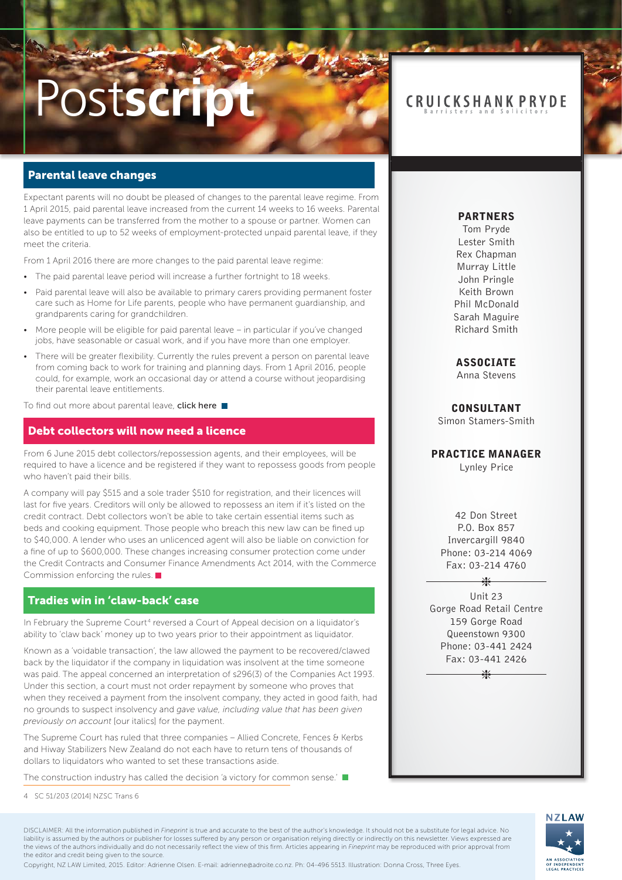# Postscript

CRUICKSHANK PRYDE
Barristers and Solicitors

## Parental leave changes

Expectant parents will no doubt be pleased of changes to the parental leave regime. From 1 April 2015, paid parental leave increased from the current 14 weeks to 16 weeks. Parental leave payments can be transferred from the mother to a spouse or partner. Women can also be entitled to up to 52 weeks of employment-protected unpaid parental leave, if they meet the criteria.

From 1 April 2016 there are more changes to the paid parental leave regime:

- The paid parental leave period will increase a further fortnight to 18 weeks.
- Paid parental leave will also be available to primary carers providing permanent foster care such as Home for Life parents, people who have permanent guardianship, and grandparents caring for grandchildren.
- More people will be eligible for paid parental leave – in particular if you've changed jobs, have seasonable or casual work, and if you have more than one employer.
- There will be greater flexibility. Currently the rules prevent a person on parental leave from coming back to work for training and planning days. From 1 April 2016, people could, for example, work an occasional day or attend a course without jeopardising their parental leave entitlements.

To find out more about parental leave, **click here**

## Debt collectors will now need a licence

From 6 June 2015 debt collectors/repossession agents, and their employees, will be required to have a licence and be registered if they want to repossess goods from people who haven't paid their bills.

A company will pay $515 and a sole trader $510 for registration, and their licences will last for five years. Creditors will only be allowed to repossess an item if it's listed on the credit contract. Debt collectors won't be able to take certain essential items such as beds and cooking equipment. Those people who breach this new law can be fined up to $40,000. A lender who uses an unlicenced agent will also be liable on conviction for a fine of up to $600,000. These changes increasing consumer protection come under the Credit Contracts and Consumer Finance Amendments Act 2014, with the Commerce Commission enforcing the rules.

## Tradies win in 'claw-back' case

In February the Supreme Court[4] reversed a Court of Appeal decision on a liquidator's ability to 'claw back' money up to two years prior to their appointment as liquidator.

Known as a 'voidable transaction', the law allowed the payment to be recovered/clawed back by the liquidator if the company in liquidation was insolvent at the time someone was paid. The appeal concerned an interpretation of s296(3) of the Companies Act 1993. Under this section, a court must not order repayment by someone who proves that when they received a payment from the insolvent company, they acted in good faith, had no grounds to suspect insolvency and *gave value, including value that has been given previously on account* [our italics] for the payment.

The Supreme Court has ruled that three companies – Allied Concrete, Fences & Kerbs and Hiway Stabilizers New Zealand do not each have to return tens of thousands of dollars to liquidators who wanted to set these transactions aside.

The construction industry has called the decision 'a victory for common sense.'

4 SC 51/203 [2014] NZSC Trans 6

**PARTNERS**
Tom Pryde
Lester Smith
Rex Chapman
Murray Little
John Pringle
Keith Brown
Phil McDonald
Sarah Maguire
Richard Smith

**ASSOCIATE**
Anna Stevens

**CONSULTANT**
Simon Stamers-Smith

**PRACTICE MANAGER**
Lynley Price

42 Don Street
P.O. Box 857
Invercargill 9840
Phone: 03-214 4069
Fax: 03-214 4760

Unit 23
Gorge Road Retail Centre
159 Gorge Road
Queenstown 9300
Phone: 03-441 2424
Fax: 03-441 2426

DISCLAIMER: All the information published in *Fineprint* is true and accurate to the best of the author's knowledge. It should not be a substitute for legal advice. No liability is assumed by the authors or publisher for losses suffered by any person or organisation relying directly or indirectly on this newsletter. Views expressed are the views of the authors individually and do not necessarily reflect the view of this firm. Articles appearing in *Fineprint* may be reproduced with prior approval from the editor and credit being given to the source.

Copyright, NZ LAW Limited, 2015. Editor: Adrienne Olsen. E-mail: adrienne@adroite.co.nz. Ph: 04-496 5513. Illustration: Donna Cross, Three Eyes.

NZLAW
AN ASSOCIATION OF INDEPENDENT LEGAL PRACTICES